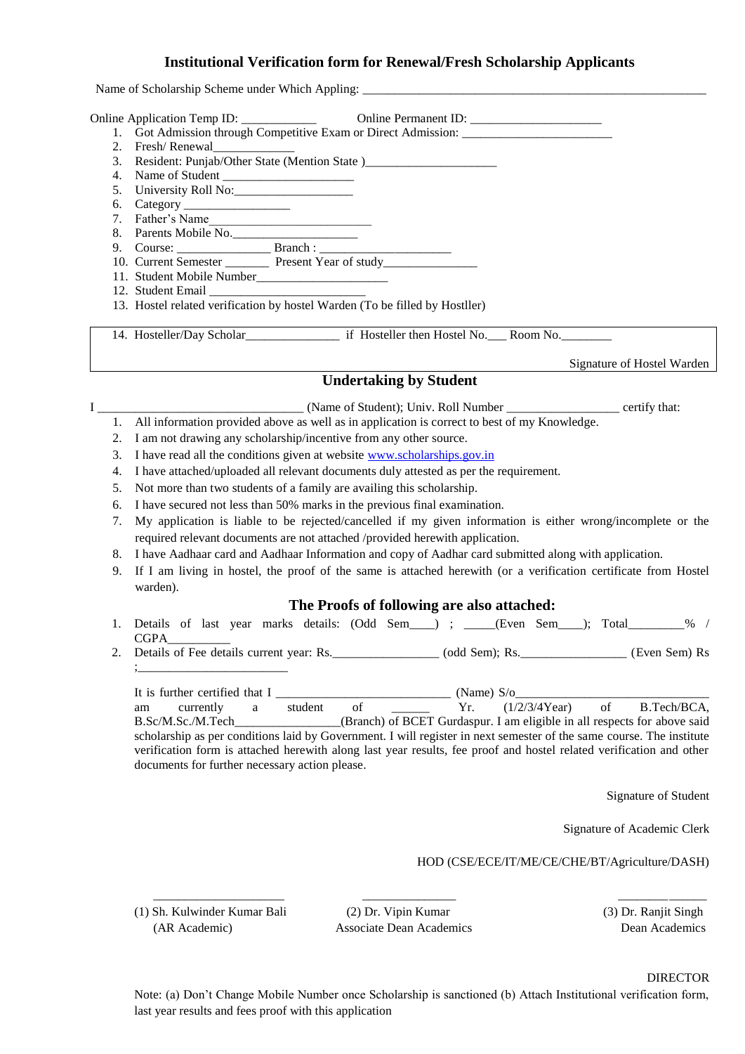## Institutional Verification form for Renewal/Fresh Scholarship Applicants

Name of Scholarship Scheme under Which Appling: ________________________________________________________

Online Application Temp ID: ____________ Online Permanent ID: _____________________

1. Got Admission through Competitive Exam or Direct Admission: ________________________
2. Fresh/ Renewal_____________
3. Resident: Punjab/Other State (Mention State )_____________________
4. Name of Student _____________________
5. University Roll No:___________________
6. Category _________________
7. Father's Name__________________________
8. Parents Mobile No.____________________
9. Course: _______________ Branch : _____________________
10. Current Semester _______ Present Year of study_______________
11. Student Mobile Number_____________________
12. Student Email _________________________
13. Hostel related verification by hostel Warden (To be filled by Hostller)

14. Hosteller/Day Scholar_______________ if Hosteller then Hostel No.___ Room No.________

Signature of Hostel Warden

## Undertaking by Student

I ________________________________ (Name of Student); Univ. Roll Number _________________ certify that:

1. All information provided above as well as in application is correct to best of my Knowledge.
2. I am not drawing any scholarship/incentive from any other source.
3. I have read all the conditions given at website www.scholarships.gov.in
4. I have attached/uploaded all relevant documents duly attested as per the requirement.
5. Not more than two students of a family are availing this scholarship.
6. I have secured not less than 50% marks in the previous final examination.
7. My application is liable to be rejected/cancelled if my given information is either wrong/incomplete or the required relevant documents are not attached /provided herewith application.
8. I have Aadhaar card and Aadhaar Information and copy of Aadhar card submitted along with application.
9. If I am living in hostel, the proof of the same is attached herewith (or a verification certificate from Hostel warden).

## The Proofs of following are also attached:

1. Details of last year marks details: (Odd Sem____) ; _____(Even Sem____); Total_________% / CGPA__________
2. Details of Fee details current year: Rs._________________ (odd Sem); Rs._________________ (Even Sem) Rs ;_________________________

It is further certified that I ____________________________ (Name) S/o_______________________________ am currently a student of ______ Yr. (1/2/3/4Year) of B.Tech/BCA, B.Sc/M.Sc./M.Tech_________________(Branch) of BCET Gurdaspur. I am eligible in all respects for above said scholarship as per conditions laid by Government. I will register in next semester of the same course. The institute verification form is attached herewith along last year results, fee proof and hostel related verification and other documents for further necessary action please.

Signature of Student

Signature of Academic Clerk

HOD (CSE/ECE/IT/ME/CE/CHE/BT/Agriculture/DASH)

| _____________________ | _______________ | ______________ |
|---|---|---|
| (1) Sh. Kulwinder Kumar Bali<br>(AR Academic) | (2) Dr. Vipin Kumar<br>Associate Dean Academics | (3) Dr. Ranjit Singh<br>Dean Academics |

DIRECTOR

Note: (a) Don't Change Mobile Number once Scholarship is sanctioned (b) Attach Institutional verification form, last year results and fees proof with this application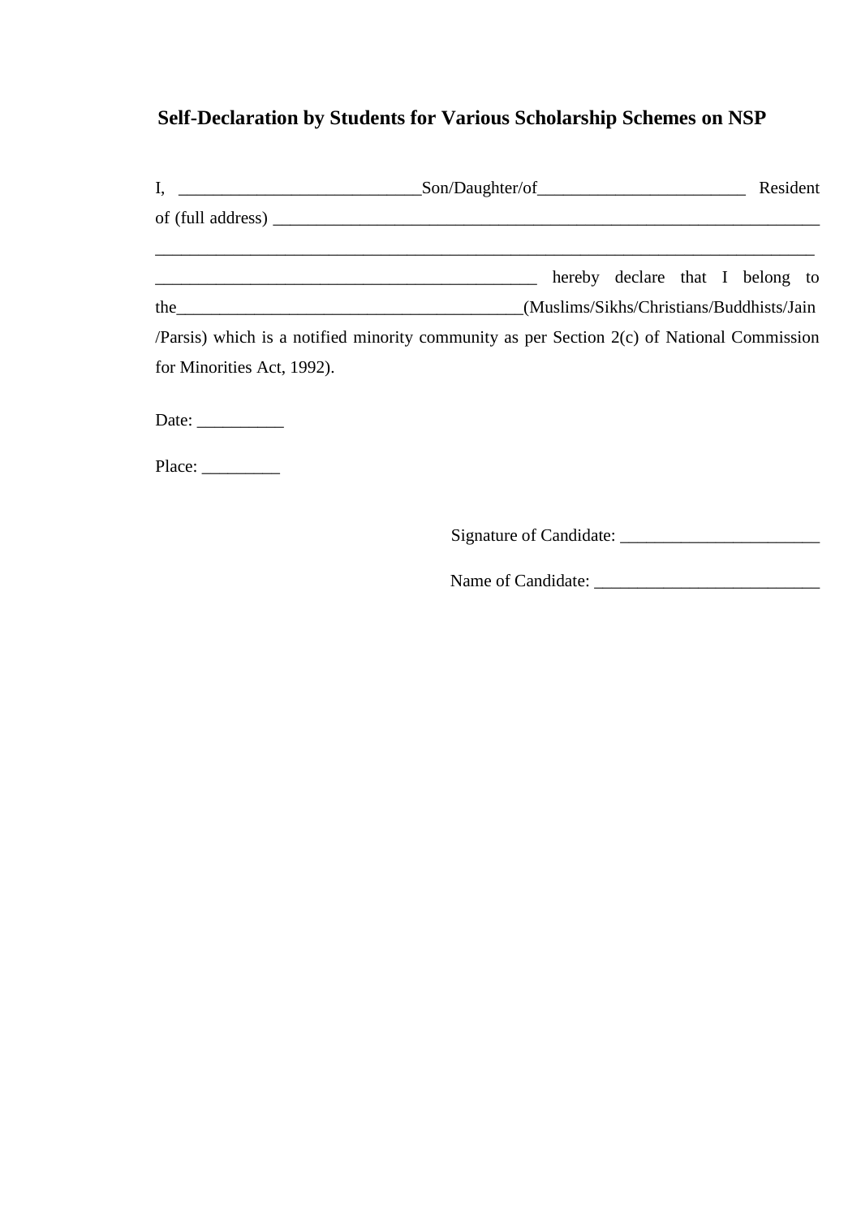## Self-Declaration by Students for Various Scholarship Schemes on NSP

I, ____________________________Son/Daughter/of________________________ Resident of (full address) _________________________________________________________________
____________________________________________________________________________
____________________________________________ hereby declare that I belong to the_______________________________________(Muslims/Sikhs/Christians/Buddhists/Jain /Parsis) which is a notified minority community as per Section 2(c) of National Commission for Minorities Act, 1992).

Date: __________

Place: _________

Signature of Candidate: _______________________

Name of Candidate: __________________________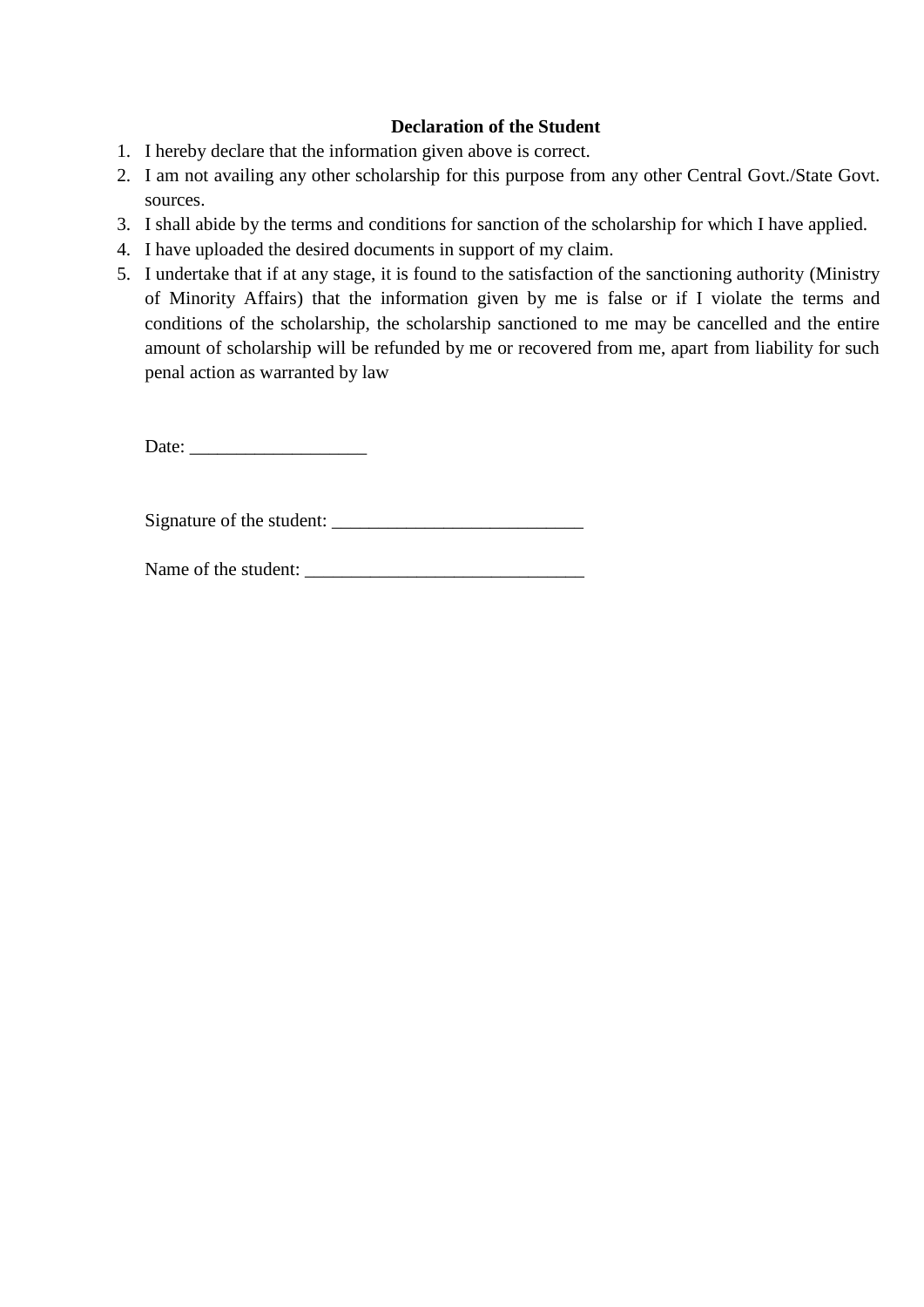**Declaration of the Student**

1. I hereby declare that the information given above is correct.
2. I am not availing any other scholarship for this purpose from any other Central Govt./State Govt. sources.
3. I shall abide by the terms and conditions for sanction of the scholarship for which I have applied.
4. I have uploaded the desired documents in support of my claim.
5. I undertake that if at any stage, it is found to the satisfaction of the sanctioning authority (Ministry of Minority Affairs) that the information given by me is false or if I violate the terms and conditions of the scholarship, the scholarship sanctioned to me may be cancelled and the entire amount of scholarship will be refunded by me or recovered from me, apart from liability for such penal action as warranted by law

Date: ___________________

Signature of the student: ___________________________

Name of the student: ______________________________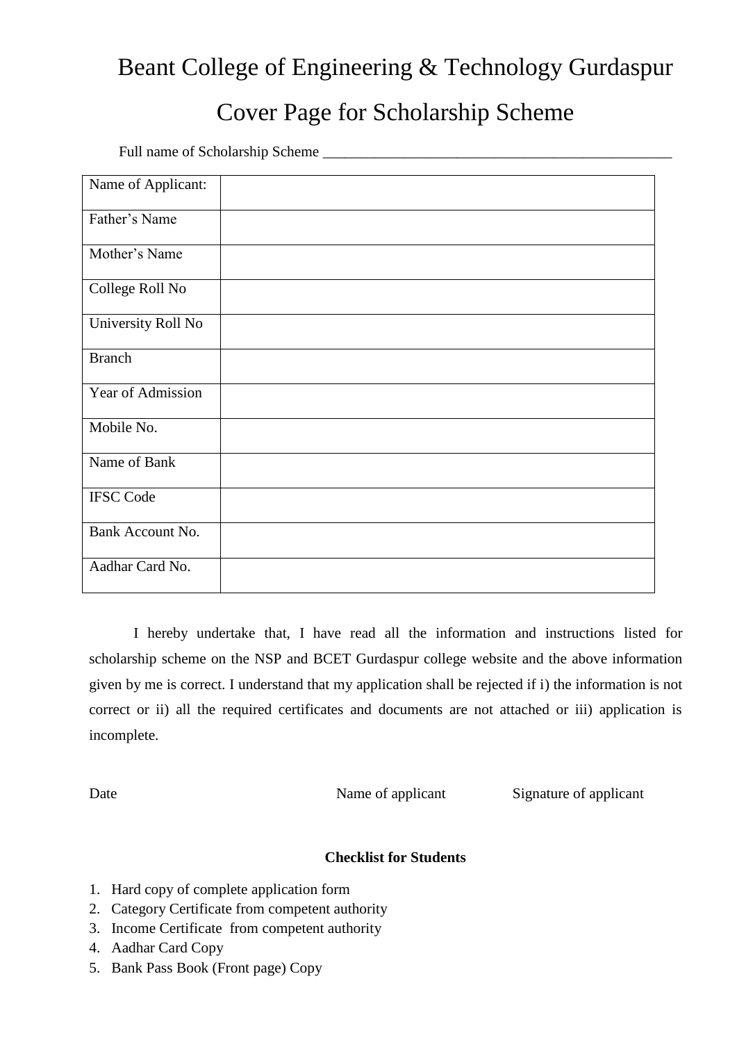# Beant College of Engineering & Technology Gurdaspur

## Cover Page for Scholarship Scheme

Full name of Scholarship Scheme ___________________________________________________

| | |
|---|---|
| Name of Applicant: | |
| Father's Name | |
| Mother's Name | |
| College Roll No | |
| University Roll No | |
| Branch | |
| Year of Admission | |
| Mobile No. | |
| Name of Bank | |
| IFSC Code | |
| Bank Account No. | |
| Aadhar Card No. | |

I hereby undertake that, I have read all the information and instructions listed for scholarship scheme on the NSP and BCET Gurdaspur college website and the above information given by me is correct. I understand that my application shall be rejected if i) the information is not correct or ii) all the required certificates and documents are not attached or iii) application is incomplete.

Date                    Name of applicant          Signature of applicant

**Checklist for Students**

1. Hard copy of complete application form
2. Category Certificate from competent authority
3. Income Certificate from competent authority
4. Aadhar Card Copy
5. Bank Pass Book (Front page) Copy